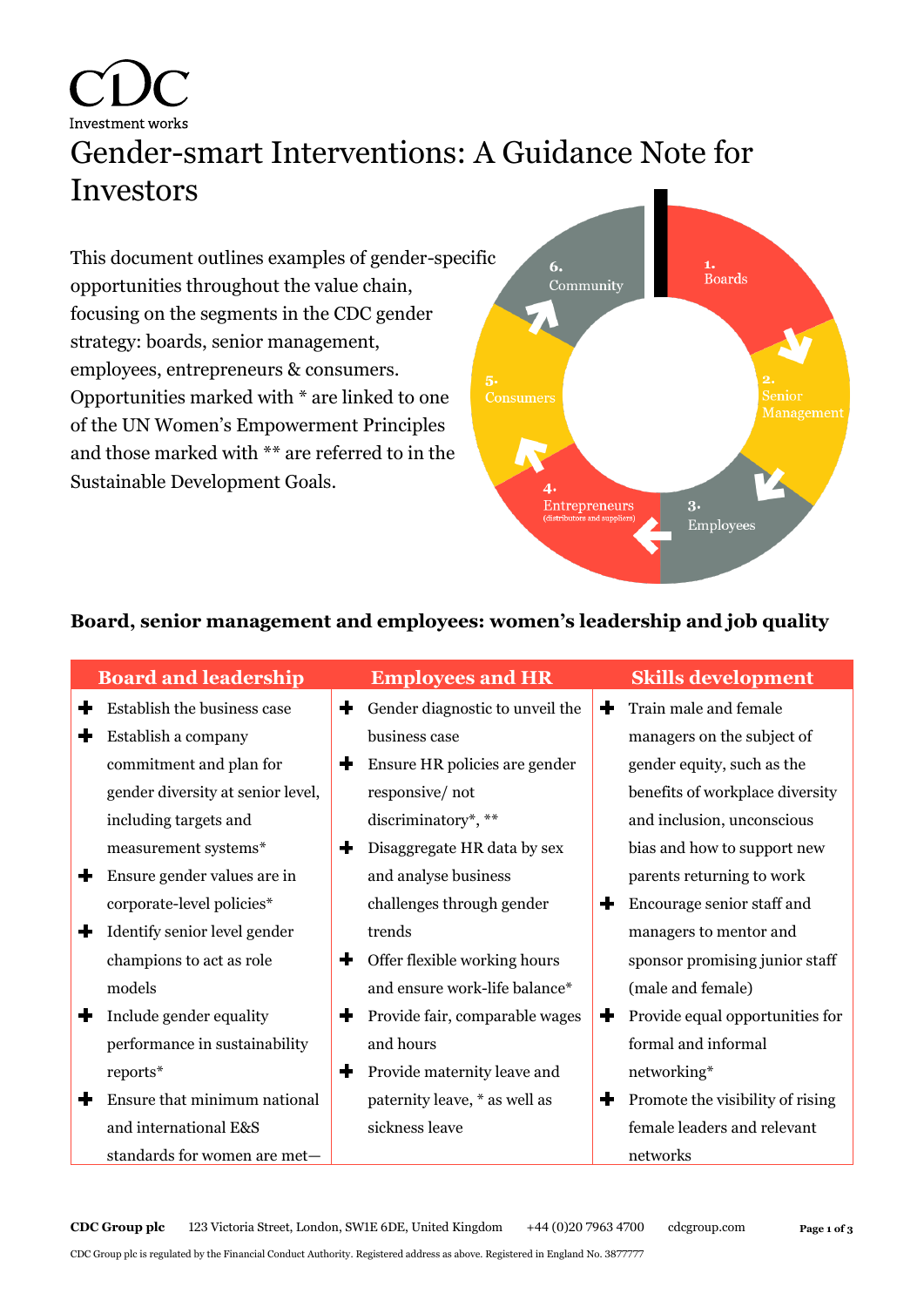CDC
Investment works

# Gender-smart Interventions: A Guidance Note for Investors

This document outlines examples of gender-specific opportunities throughout the value chain, focusing on the segments in the CDC gender strategy: boards, senior management, employees, entrepreneurs & consumers. Opportunities marked with * are linked to one of the UN Women's Empowerment Principles and those marked with ** are referred to in the Sustainable Development Goals.

1. Boards
2. Senior Management
3. Employees
4. Entrepreneurs (distributors and suppliers)
5. Consumers
6. Community

## Board, senior management and employees: women's leadership and job quality

| Board and leadership | Employees and HR | Skills development |
|---|---|---|
| ✚ Establish the business case<br>✚ Establish a company commitment and plan for gender diversity at senior level, including targets and measurement systems*<br>✚ Ensure gender values are in corporate-level policies*<br>✚ Identify senior level gender champions to act as role models<br>✚ Include gender equality performance in sustainability reports*<br>✚ Ensure that minimum national and international E&S standards for women are met— | ✚ Gender diagnostic to unveil the business case<br>✚ Ensure HR policies are gender responsive/ not discriminatory*, **<br>✚ Disaggregate HR data by sex and analyse business challenges through gender trends<br>✚ Offer flexible working hours and ensure work-life balance*<br>✚ Provide fair, comparable wages and hours<br>✚ Provide maternity leave and paternity leave, * as well as sickness leave | ✚ Train male and female managers on the subject of gender equity, such as the benefits of workplace diversity and inclusion, unconscious bias and how to support new parents returning to work<br>✚ Encourage senior staff and managers to mentor and sponsor promising junior staff (male and female)<br>✚ Provide equal opportunities for formal and informal networking*<br>✚ Promote the visibility of rising female leaders and relevant networks |

**CDC Group plc** 123 Victoria Street, London, SW1E 6DE, United Kingdom +44 (0)20 7963 4700 cdcgroup.com

CDC Group plc is regulated by the Financial Conduct Authority. Registered address as above. Registered in England No. 3877777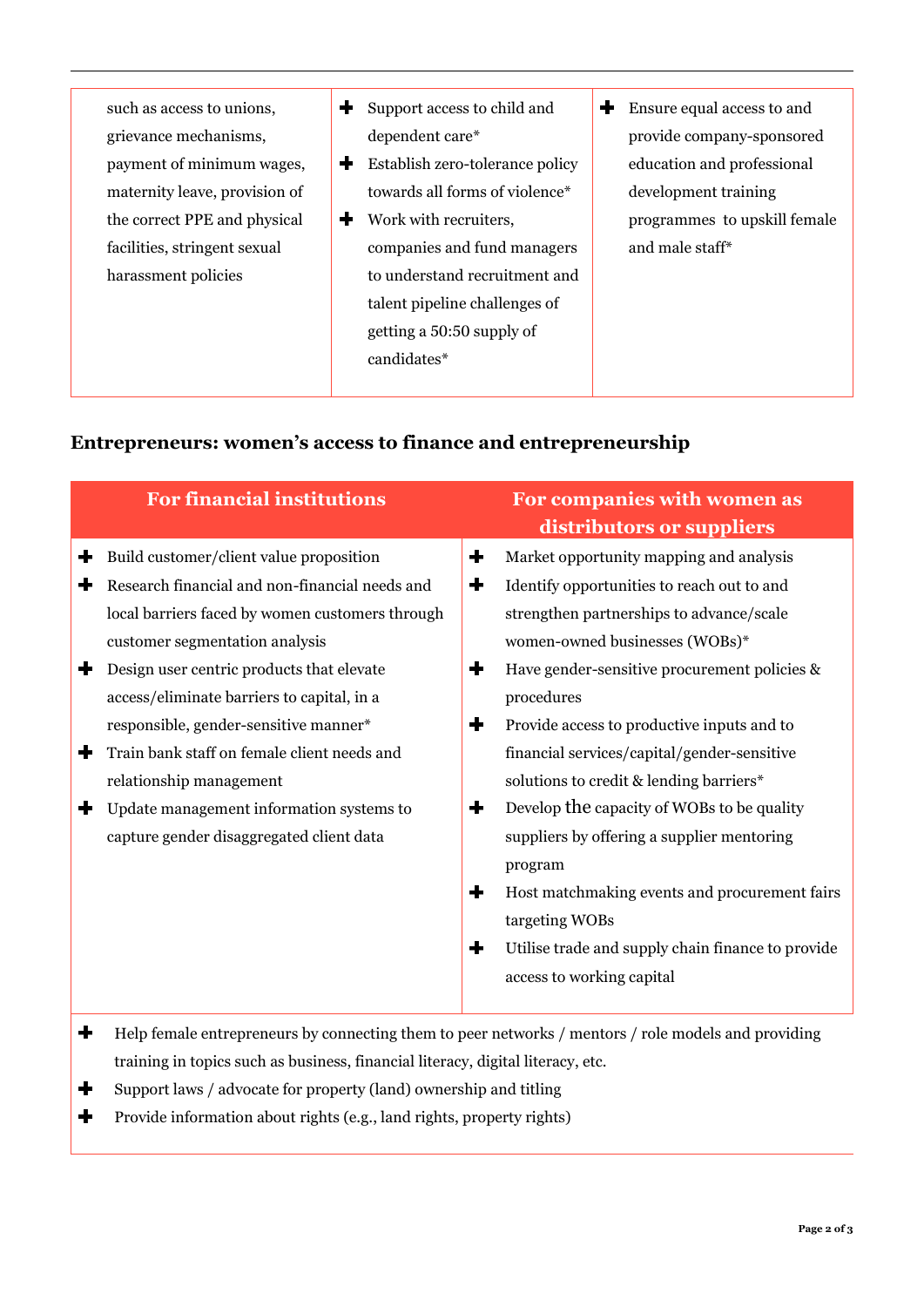| | | |
|---|---|---|
| such as access to unions, grievance mechanisms, payment of minimum wages, maternity leave, provision of the correct PPE and physical facilities, stringent sexual harassment policies | ✚ Support access to child and dependent care*<br>✚ Establish zero-tolerance policy towards all forms of violence*<br>✚ Work with recruiters, companies and fund managers to understand recruitment and talent pipeline challenges of getting a 50:50 supply of candidates* | ✚ Ensure equal access to and provide company-sponsored education and professional development training programmes to upskill female and male staff* |

## Entrepreneurs: women's access to finance and entrepreneurship

| For financial institutions | For companies with women as distributors or suppliers |
|---|---|
| ✚ Build customer/client value proposition<br>✚ Research financial and non-financial needs and local barriers faced by women customers through customer segmentation analysis<br>✚ Design user centric products that elevate access/eliminate barriers to capital, in a responsible, gender-sensitive manner*<br>✚ Train bank staff on female client needs and relationship management<br>✚ Update management information systems to capture gender disaggregated client data | ✚ Market opportunity mapping and analysis<br>✚ Identify opportunities to reach out to and strengthen partnerships to advance/scale women-owned businesses (WOBs)*<br>✚ Have gender-sensitive procurement policies & procedures<br>✚ Provide access to productive inputs and to financial services/capital/gender-sensitive solutions to credit & lending barriers*<br>✚ Develop the capacity of WOBs to be quality suppliers by offering a supplier mentoring program<br>✚ Host matchmaking events and procurement fairs targeting WOBs<br>✚ Utilise trade and supply chain finance to provide access to working capital |
| ✚ Help female entrepreneurs by connecting them to peer networks / mentors / role models and providing training in topics such as business, financial literacy, digital literacy, etc.<br>✚ Support laws / advocate for property (land) ownership and titling<br>✚ Provide information about rights (e.g., land rights, property rights) | |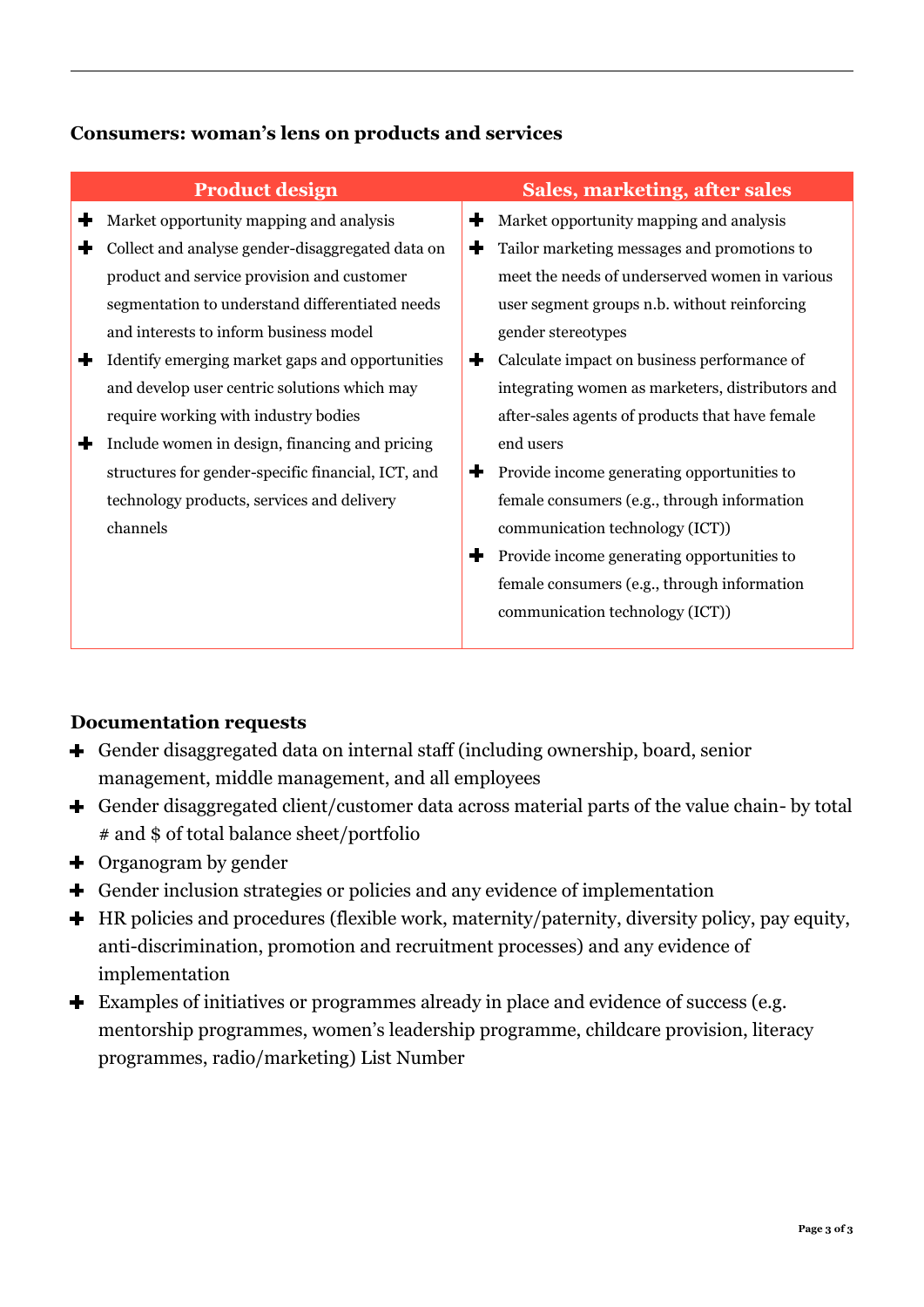### Consumers: woman's lens on products and services

| Product design | Sales, marketing, after sales |
|---|---|
| ✚ Market opportunity mapping and analysis<br>✚ Collect and analyse gender-disaggregated data on product and service provision and customer segmentation to understand differentiated needs and interests to inform business model<br>✚ Identify emerging market gaps and opportunities and develop user centric solutions which may require working with industry bodies<br>✚ Include women in design, financing and pricing structures for gender-specific financial, ICT, and technology products, services and delivery channels | ✚ Market opportunity mapping and analysis<br>✚ Tailor marketing messages and promotions to meet the needs of underserved women in various user segment groups n.b. without reinforcing gender stereotypes<br>✚ Calculate impact on business performance of integrating women as marketers, distributors and after-sales agents of products that have female end users<br>✚ Provide income generating opportunities to female consumers (e.g., through information communication technology (ICT))<br>✚ Provide income generating opportunities to female consumers (e.g., through information communication technology (ICT)) |

### Documentation requests

- Gender disaggregated data on internal staff (including ownership, board, senior management, middle management, and all employees
- Gender disaggregated client/customer data across material parts of the value chain- by total # and $ of total balance sheet/portfolio
- Organogram by gender
- Gender inclusion strategies or policies and any evidence of implementation
- HR policies and procedures (flexible work, maternity/paternity, diversity policy, pay equity, anti-discrimination, promotion and recruitment processes) and any evidence of implementation
- Examples of initiatives or programmes already in place and evidence of success (e.g. mentorship programmes, women's leadership programme, childcare provision, literacy programmes, radio/marketing) List Number